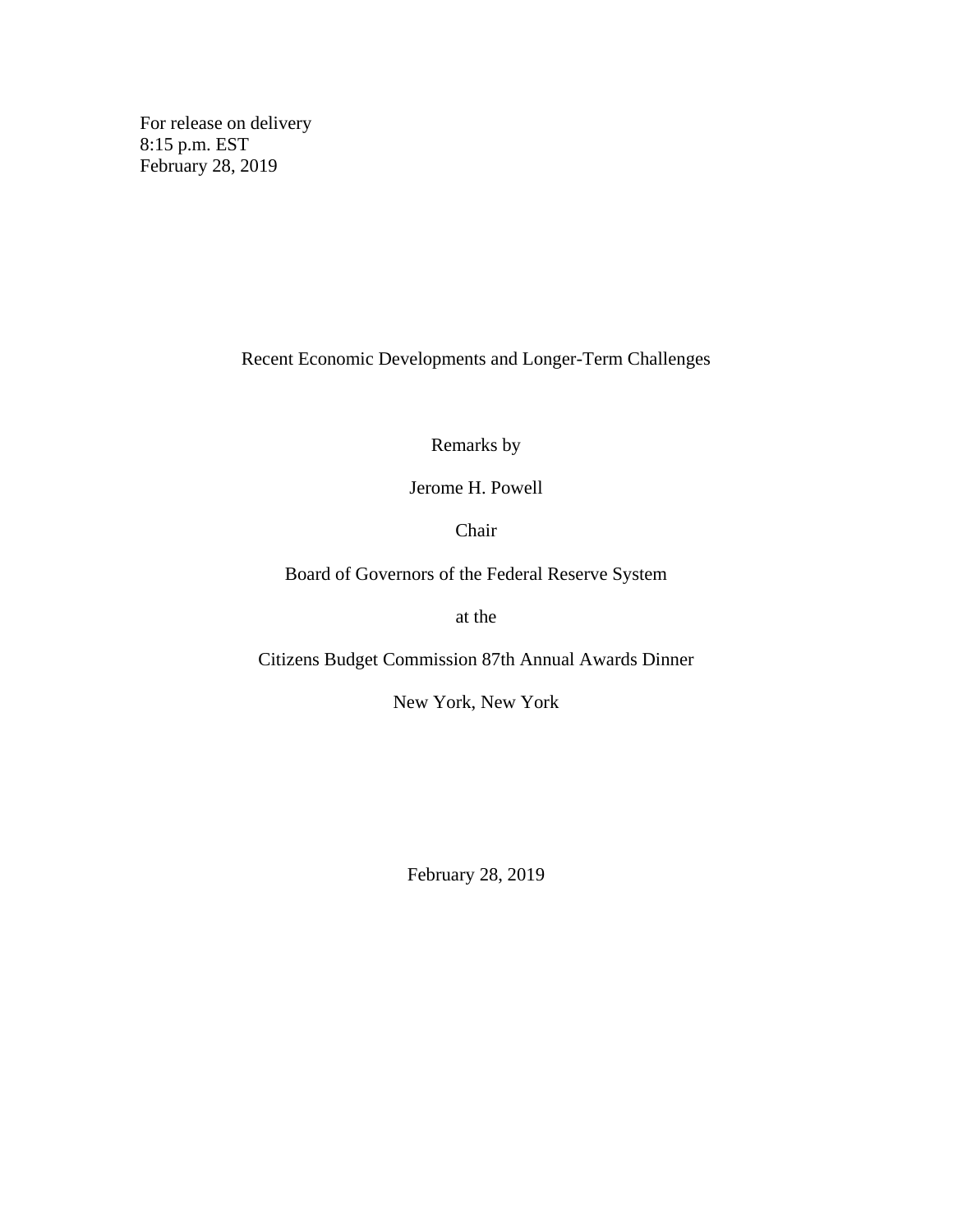For release on delivery
8:15 p.m. EST
February 28, 2019

# Recent Economic Developments and Longer-Term Challenges

Remarks by

Jerome H. Powell

Chair

Board of Governors of the Federal Reserve System

at the

Citizens Budget Commission 87th Annual Awards Dinner

New York, New York

February 28, 2019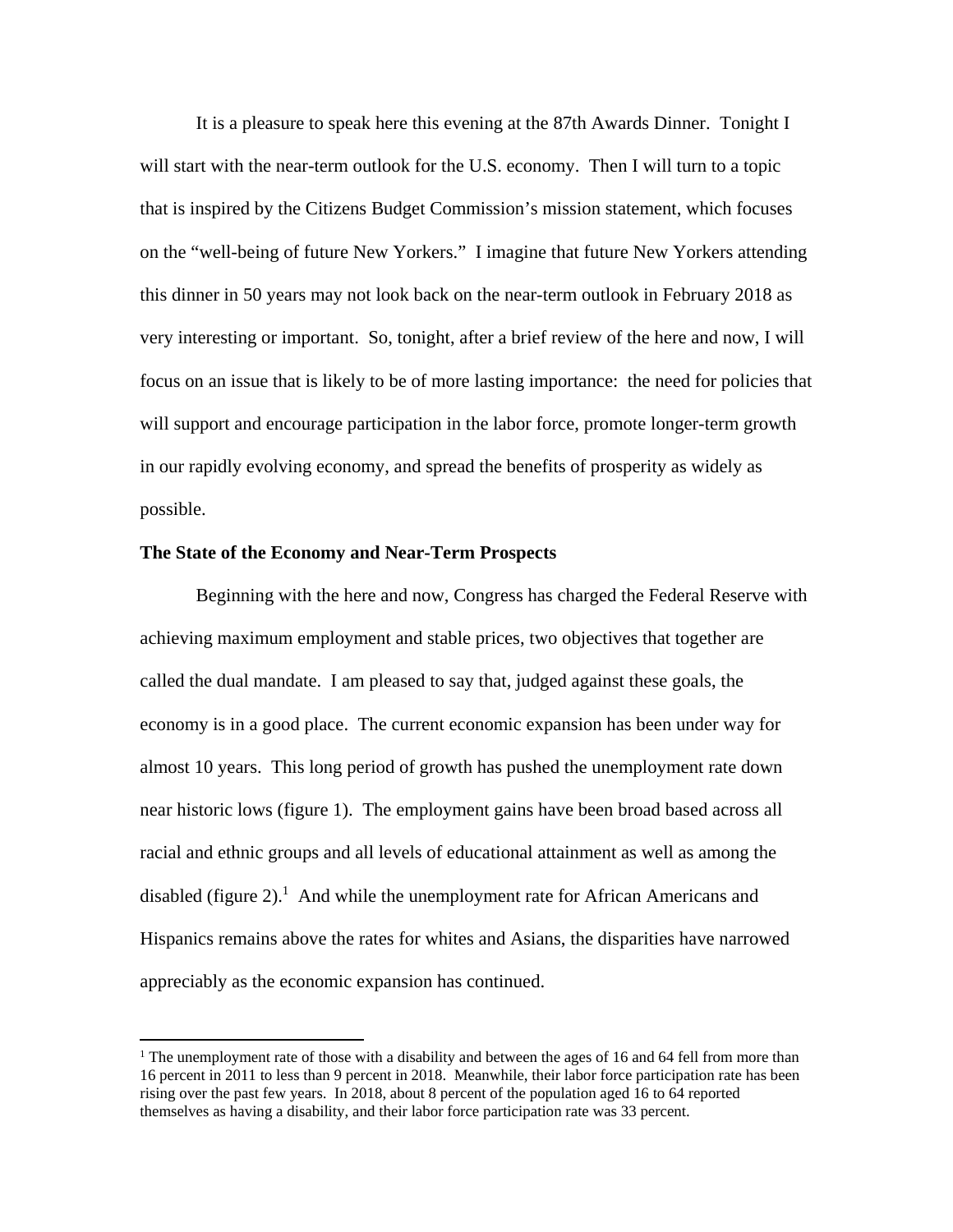It is a pleasure to speak here this evening at the 87th Awards Dinner. Tonight I will start with the near-term outlook for the U.S. economy. Then I will turn to a topic that is inspired by the Citizens Budget Commission's mission statement, which focuses on the "well-being of future New Yorkers." I imagine that future New Yorkers attending this dinner in 50 years may not look back on the near-term outlook in February 2018 as very interesting or important. So, tonight, after a brief review of the here and now, I will focus on an issue that is likely to be of more lasting importance: the need for policies that will support and encourage participation in the labor force, promote longer-term growth in our rapidly evolving economy, and spread the benefits of prosperity as widely as possible.

**The State of the Economy and Near-Term Prospects**

Beginning with the here and now, Congress has charged the Federal Reserve with achieving maximum employment and stable prices, two objectives that together are called the dual mandate. I am pleased to say that, judged against these goals, the economy is in a good place. The current economic expansion has been under way for almost 10 years. This long period of growth has pushed the unemployment rate down near historic lows (figure 1). The employment gains have been broad based across all racial and ethnic groups and all levels of educational attainment as well as among the disabled (figure 2).[1] And while the unemployment rate for African Americans and Hispanics remains above the rates for whites and Asians, the disparities have narrowed appreciably as the economic expansion has continued.

[1] The unemployment rate of those with a disability and between the ages of 16 and 64 fell from more than 16 percent in 2011 to less than 9 percent in 2018. Meanwhile, their labor force participation rate has been rising over the past few years. In 2018, about 8 percent of the population aged 16 to 64 reported themselves as having a disability, and their labor force participation rate was 33 percent.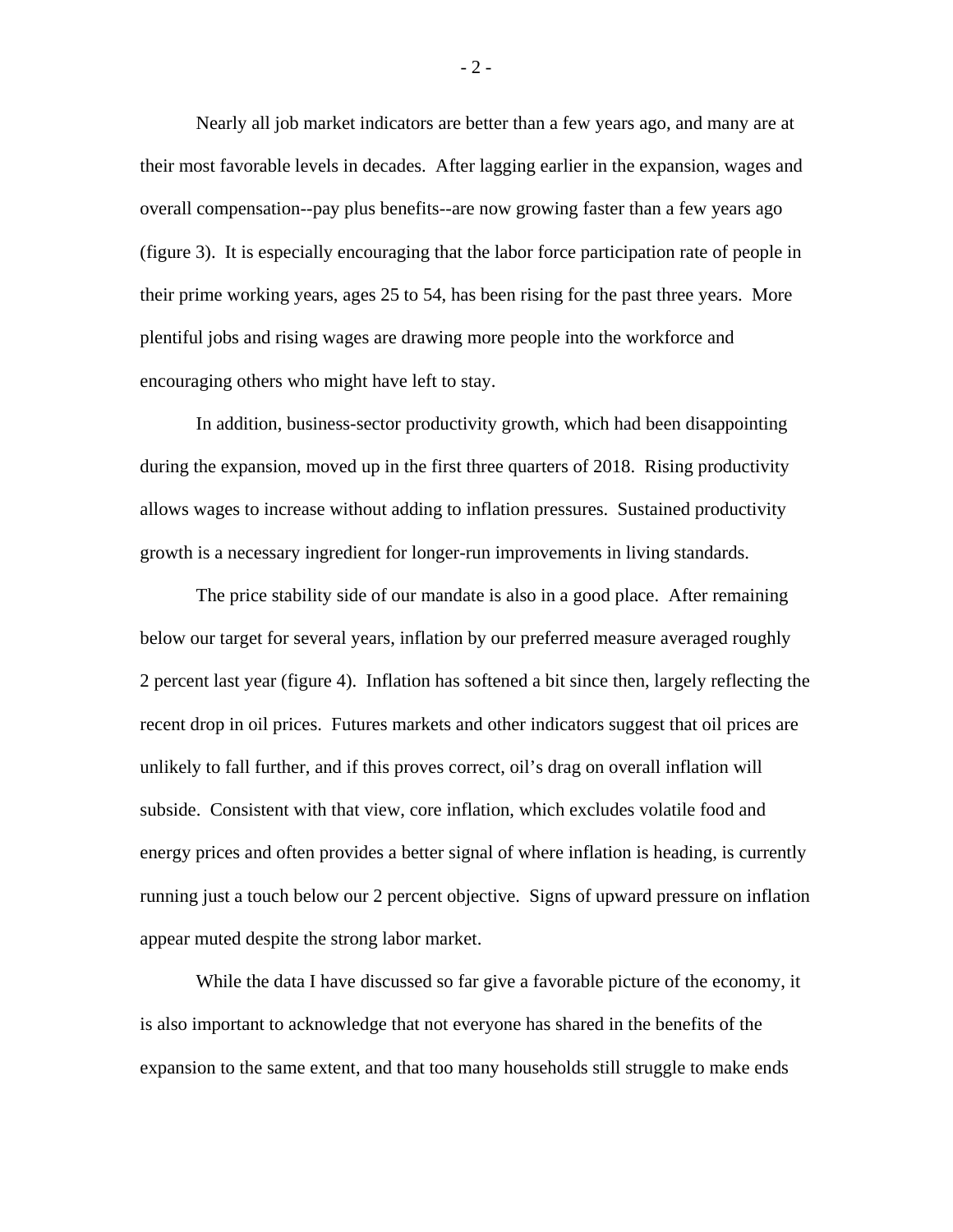Nearly all job market indicators are better than a few years ago, and many are at their most favorable levels in decades. After lagging earlier in the expansion, wages and overall compensation--pay plus benefits--are now growing faster than a few years ago (figure 3). It is especially encouraging that the labor force participation rate of people in their prime working years, ages 25 to 54, has been rising for the past three years. More plentiful jobs and rising wages are drawing more people into the workforce and encouraging others who might have left to stay.

In addition, business-sector productivity growth, which had been disappointing during the expansion, moved up in the first three quarters of 2018. Rising productivity allows wages to increase without adding to inflation pressures. Sustained productivity growth is a necessary ingredient for longer-run improvements in living standards.

The price stability side of our mandate is also in a good place. After remaining below our target for several years, inflation by our preferred measure averaged roughly 2 percent last year (figure 4). Inflation has softened a bit since then, largely reflecting the recent drop in oil prices. Futures markets and other indicators suggest that oil prices are unlikely to fall further, and if this proves correct, oil's drag on overall inflation will subside. Consistent with that view, core inflation, which excludes volatile food and energy prices and often provides a better signal of where inflation is heading, is currently running just a touch below our 2 percent objective. Signs of upward pressure on inflation appear muted despite the strong labor market.

While the data I have discussed so far give a favorable picture of the economy, it is also important to acknowledge that not everyone has shared in the benefits of the expansion to the same extent, and that too many households still struggle to make ends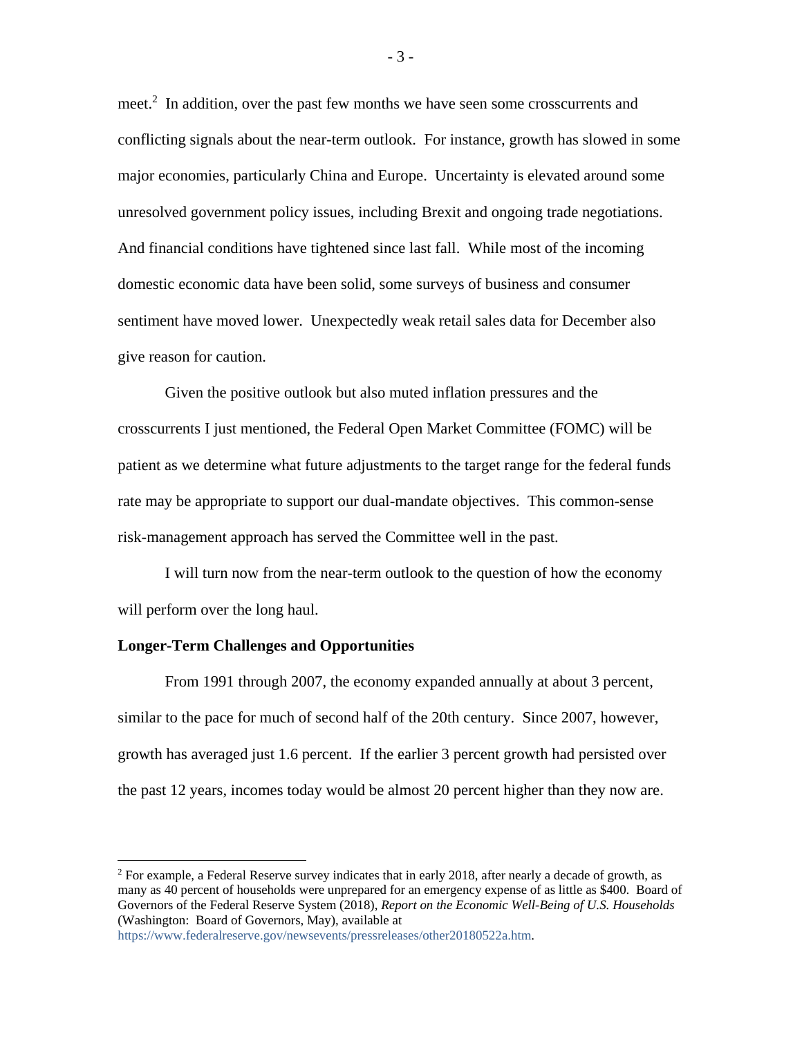meet.[2] In addition, over the past few months we have seen some crosscurrents and conflicting signals about the near-term outlook. For instance, growth has slowed in some major economies, particularly China and Europe. Uncertainty is elevated around some unresolved government policy issues, including Brexit and ongoing trade negotiations. And financial conditions have tightened since last fall. While most of the incoming domestic economic data have been solid, some surveys of business and consumer sentiment have moved lower. Unexpectedly weak retail sales data for December also give reason for caution.

Given the positive outlook but also muted inflation pressures and the crosscurrents I just mentioned, the Federal Open Market Committee (FOMC) will be patient as we determine what future adjustments to the target range for the federal funds rate may be appropriate to support our dual-mandate objectives. This common-sense risk-management approach has served the Committee well in the past.

I will turn now from the near-term outlook to the question of how the economy will perform over the long haul.

**Longer-Term Challenges and Opportunities**

From 1991 through 2007, the economy expanded annually at about 3 percent, similar to the pace for much of second half of the 20th century. Since 2007, however, growth has averaged just 1.6 percent. If the earlier 3 percent growth had persisted over the past 12 years, incomes today would be almost 20 percent higher than they now are.

[2] For example, a Federal Reserve survey indicates that in early 2018, after nearly a decade of growth, as many as 40 percent of households were unprepared for an emergency expense of as little as $400. Board of Governors of the Federal Reserve System (2018), *Report on the Economic Well-Being of U.S. Households* (Washington: Board of Governors, May), available at https://www.federalreserve.gov/newsevents/pressreleases/other20180522a.htm.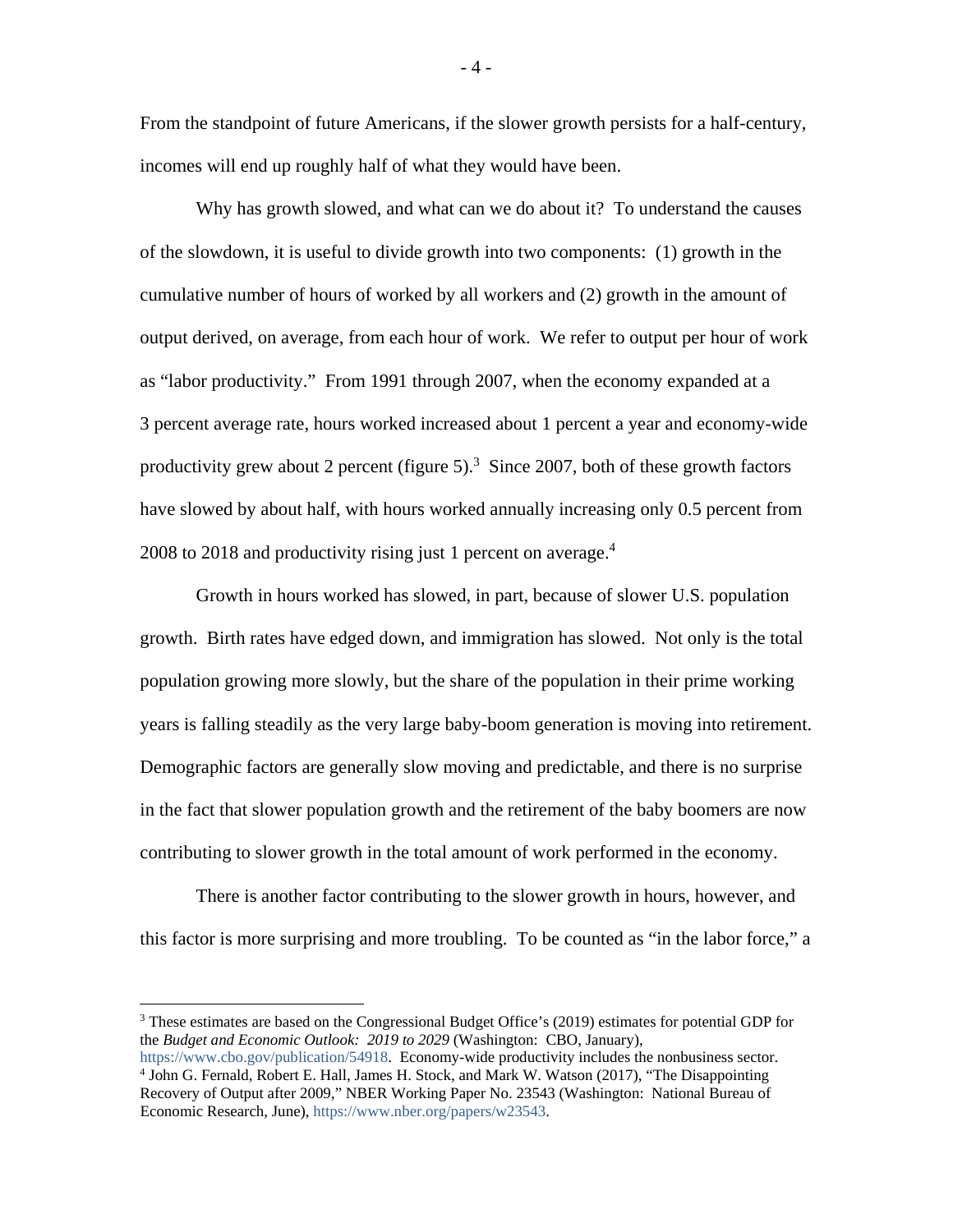From the standpoint of future Americans, if the slower growth persists for a half-century, incomes will end up roughly half of what they would have been.

Why has growth slowed, and what can we do about it? To understand the causes of the slowdown, it is useful to divide growth into two components: (1) growth in the cumulative number of hours of worked by all workers and (2) growth in the amount of output derived, on average, from each hour of work. We refer to output per hour of work as "labor productivity." From 1991 through 2007, when the economy expanded at a 3 percent average rate, hours worked increased about 1 percent a year and economy-wide productivity grew about 2 percent (figure 5).[3] Since 2007, both of these growth factors have slowed by about half, with hours worked annually increasing only 0.5 percent from 2008 to 2018 and productivity rising just 1 percent on average.[4]

Growth in hours worked has slowed, in part, because of slower U.S. population growth. Birth rates have edged down, and immigration has slowed. Not only is the total population growing more slowly, but the share of the population in their prime working years is falling steadily as the very large baby-boom generation is moving into retirement. Demographic factors are generally slow moving and predictable, and there is no surprise in the fact that slower population growth and the retirement of the baby boomers are now contributing to slower growth in the total amount of work performed in the economy.

There is another factor contributing to the slower growth in hours, however, and this factor is more surprising and more troubling. To be counted as "in the labor force," a

---

[3] These estimates are based on the Congressional Budget Office's (2019) estimates for potential GDP for the *Budget and Economic Outlook: 2019 to 2029* (Washington: CBO, January), https://www.cbo.gov/publication/54918. Economy-wide productivity includes the nonbusiness sector.

[4] John G. Fernald, Robert E. Hall, James H. Stock, and Mark W. Watson (2017), "The Disappointing Recovery of Output after 2009," NBER Working Paper No. 23543 (Washington: National Bureau of Economic Research, June), https://www.nber.org/papers/w23543.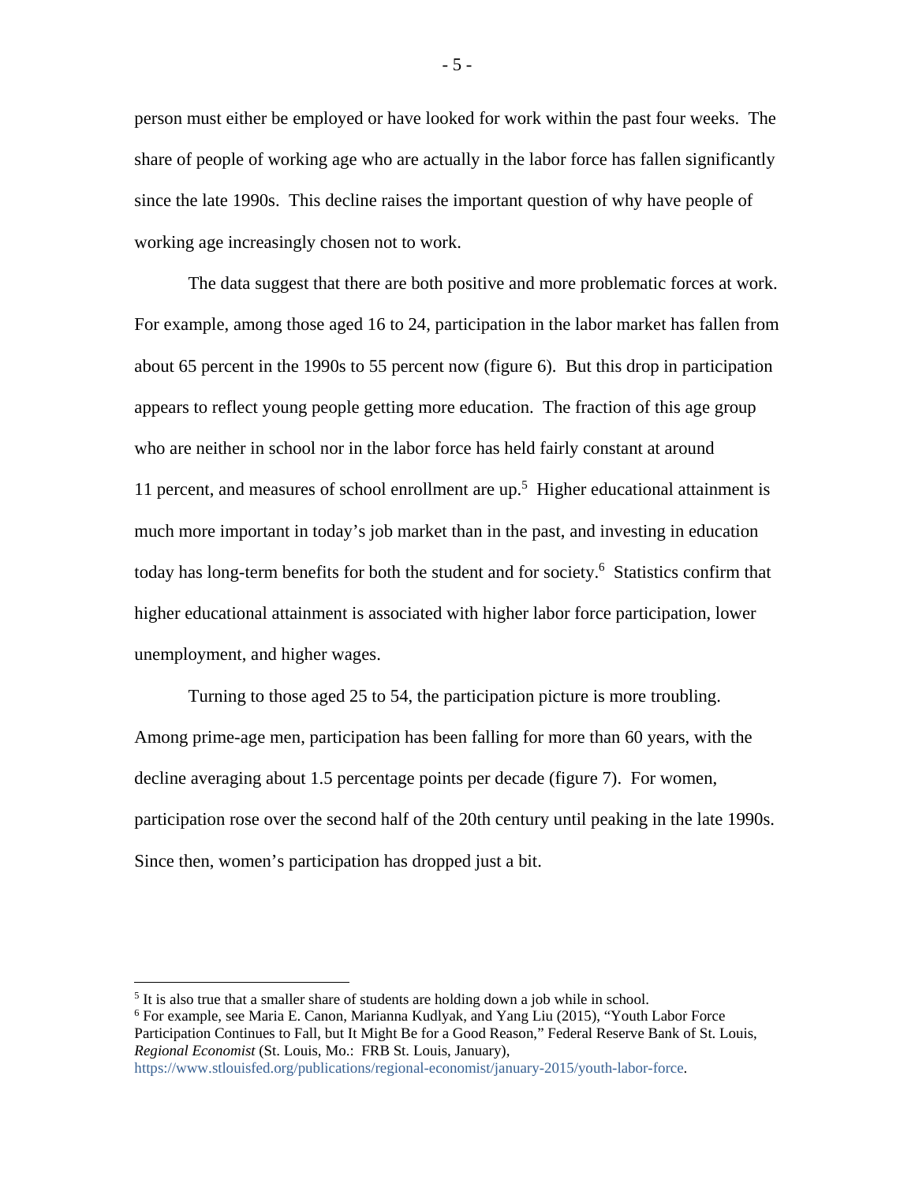person must either be employed or have looked for work within the past four weeks. The share of people of working age who are actually in the labor force has fallen significantly since the late 1990s. This decline raises the important question of why have people of working age increasingly chosen not to work.

The data suggest that there are both positive and more problematic forces at work. For example, among those aged 16 to 24, participation in the labor market has fallen from about 65 percent in the 1990s to 55 percent now (figure 6). But this drop in participation appears to reflect young people getting more education. The fraction of this age group who are neither in school nor in the labor force has held fairly constant at around 11 percent, and measures of school enrollment are up.[5] Higher educational attainment is much more important in today's job market than in the past, and investing in education today has long-term benefits for both the student and for society.[6] Statistics confirm that higher educational attainment is associated with higher labor force participation, lower unemployment, and higher wages.

Turning to those aged 25 to 54, the participation picture is more troubling. Among prime-age men, participation has been falling for more than 60 years, with the decline averaging about 1.5 percentage points per decade (figure 7). For women, participation rose over the second half of the 20th century until peaking in the late 1990s. Since then, women's participation has dropped just a bit.

---

[5] It is also true that a smaller share of students are holding down a job while in school.

[6] For example, see Maria E. Canon, Marianna Kudlyak, and Yang Liu (2015), "Youth Labor Force Participation Continues to Fall, but It Might Be for a Good Reason," Federal Reserve Bank of St. Louis, *Regional Economist* (St. Louis, Mo.: FRB St. Louis, January), https://www.stlouisfed.org/publications/regional-economist/january-2015/youth-labor-force.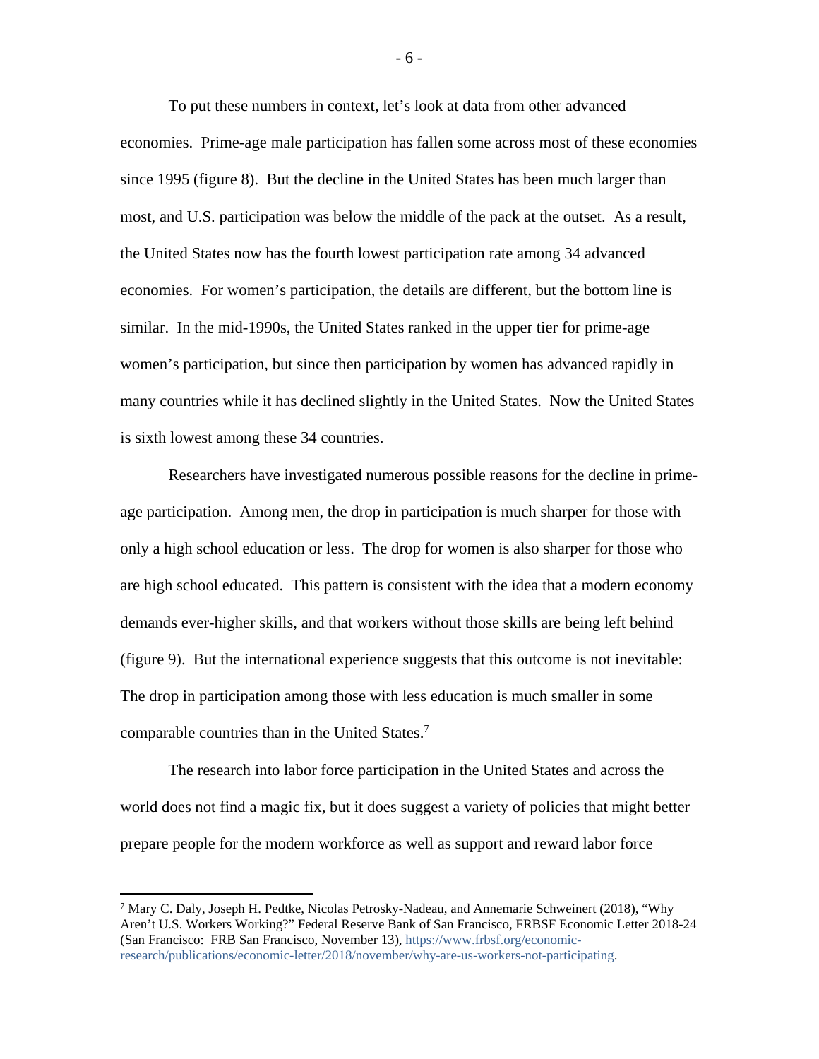To put these numbers in context, let's look at data from other advanced economies. Prime-age male participation has fallen some across most of these economies since 1995 (figure 8). But the decline in the United States has been much larger than most, and U.S. participation was below the middle of the pack at the outset. As a result, the United States now has the fourth lowest participation rate among 34 advanced economies. For women's participation, the details are different, but the bottom line is similar. In the mid-1990s, the United States ranked in the upper tier for prime-age women's participation, but since then participation by women has advanced rapidly in many countries while it has declined slightly in the United States. Now the United States is sixth lowest among these 34 countries.

Researchers have investigated numerous possible reasons for the decline in prime-age participation. Among men, the drop in participation is much sharper for those with only a high school education or less. The drop for women is also sharper for those who are high school educated. This pattern is consistent with the idea that a modern economy demands ever-higher skills, and that workers without those skills are being left behind (figure 9). But the international experience suggests that this outcome is not inevitable: The drop in participation among those with less education is much smaller in some comparable countries than in the United States.[7]

The research into labor force participation in the United States and across the world does not find a magic fix, but it does suggest a variety of policies that might better prepare people for the modern workforce as well as support and reward labor force

---

[7] Mary C. Daly, Joseph H. Pedtke, Nicolas Petrosky-Nadeau, and Annemarie Schweinert (2018), "Why Aren't U.S. Workers Working?" Federal Reserve Bank of San Francisco, FRBSF Economic Letter 2018-24 (San Francisco: FRB San Francisco, November 13), https://www.frbsf.org/economic-research/publications/economic-letter/2018/november/why-are-us-workers-not-participating.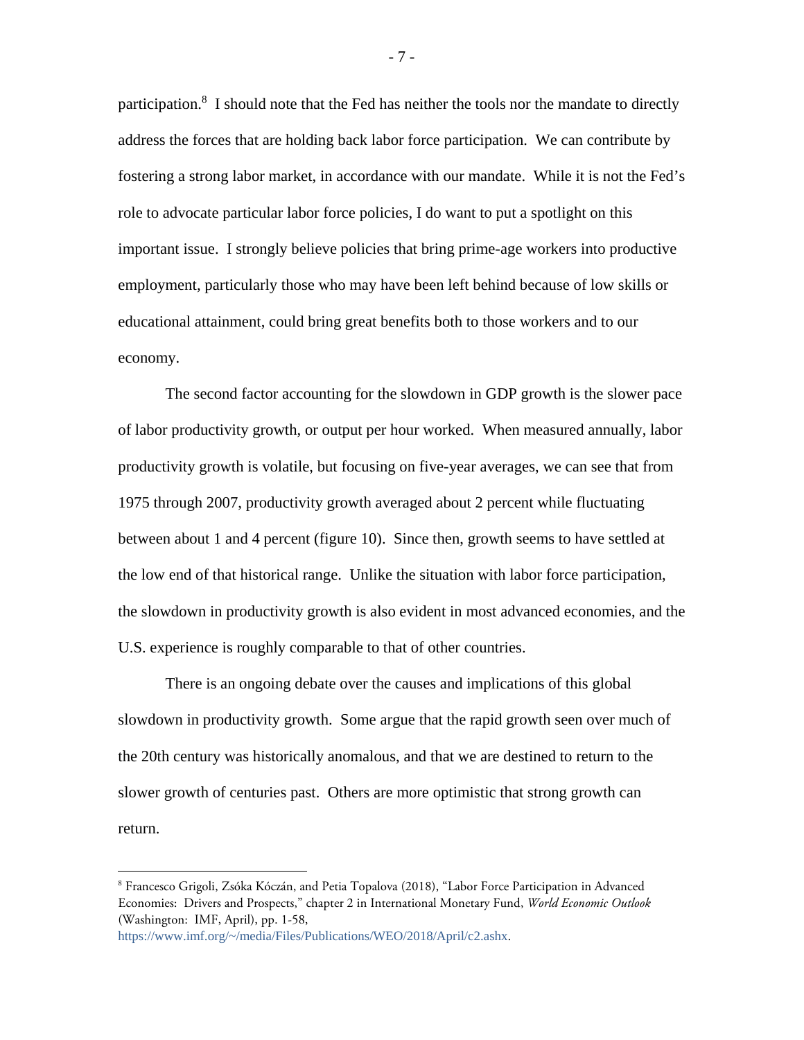participation.[8] I should note that the Fed has neither the tools nor the mandate to directly address the forces that are holding back labor force participation. We can contribute by fostering a strong labor market, in accordance with our mandate. While it is not the Fed's role to advocate particular labor force policies, I do want to put a spotlight on this important issue. I strongly believe policies that bring prime-age workers into productive employment, particularly those who may have been left behind because of low skills or educational attainment, could bring great benefits both to those workers and to our economy.

The second factor accounting for the slowdown in GDP growth is the slower pace of labor productivity growth, or output per hour worked. When measured annually, labor productivity growth is volatile, but focusing on five-year averages, we can see that from 1975 through 2007, productivity growth averaged about 2 percent while fluctuating between about 1 and 4 percent (figure 10). Since then, growth seems to have settled at the low end of that historical range. Unlike the situation with labor force participation, the slowdown in productivity growth is also evident in most advanced economies, and the U.S. experience is roughly comparable to that of other countries.

There is an ongoing debate over the causes and implications of this global slowdown in productivity growth. Some argue that the rapid growth seen over much of the 20th century was historically anomalous, and that we are destined to return to the slower growth of centuries past. Others are more optimistic that strong growth can return.

---

[8] Francesco Grigoli, Zsóka Kóczán, and Petia Topalova (2018), "Labor Force Participation in Advanced Economies: Drivers and Prospects," chapter 2 in International Monetary Fund, *World Economic Outlook* (Washington: IMF, April), pp. 1-58, https://www.imf.org/~/media/Files/Publications/WEO/2018/April/c2.ashx.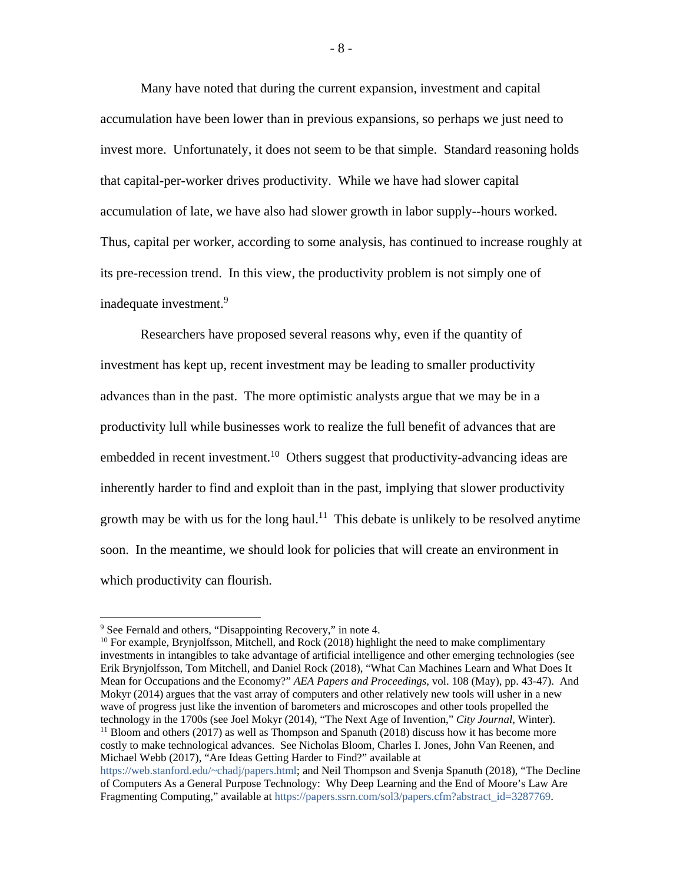Many have noted that during the current expansion, investment and capital accumulation have been lower than in previous expansions, so perhaps we just need to invest more. Unfortunately, it does not seem to be that simple. Standard reasoning holds that capital-per-worker drives productivity. While we have had slower capital accumulation of late, we have also had slower growth in labor supply--hours worked. Thus, capital per worker, according to some analysis, has continued to increase roughly at its pre-recession trend. In this view, the productivity problem is not simply one of inadequate investment.[9]

Researchers have proposed several reasons why, even if the quantity of investment has kept up, recent investment may be leading to smaller productivity advances than in the past. The more optimistic analysts argue that we may be in a productivity lull while businesses work to realize the full benefit of advances that are embedded in recent investment.[10] Others suggest that productivity-advancing ideas are inherently harder to find and exploit than in the past, implying that slower productivity growth may be with us for the long haul.[11] This debate is unlikely to be resolved anytime soon. In the meantime, we should look for policies that will create an environment in which productivity can flourish.

---

[9] See Fernald and others, "Disappointing Recovery," in note 4.

[10] For example, Brynjolfsson, Mitchell, and Rock (2018) highlight the need to make complimentary investments in intangibles to take advantage of artificial intelligence and other emerging technologies (see Erik Brynjolfsson, Tom Mitchell, and Daniel Rock (2018), "What Can Machines Learn and What Does It Mean for Occupations and the Economy?" *AEA Papers and Proceedings*, vol. 108 (May), pp. 43-47). And Mokyr (2014) argues that the vast array of computers and other relatively new tools will usher in a new wave of progress just like the invention of barometers and microscopes and other tools propelled the technology in the 1700s (see Joel Mokyr (2014), "The Next Age of Invention," *City Journal*, Winter).

[11] Bloom and others (2017) as well as Thompson and Spanuth (2018) discuss how it has become more costly to make technological advances. See Nicholas Bloom, Charles I. Jones, John Van Reenen, and Michael Webb (2017), "Are Ideas Getting Harder to Find?" available at https://web.stanford.edu/~chadj/papers.html; and Neil Thompson and Svenja Spanuth (2018), "The Decline of Computers As a General Purpose Technology: Why Deep Learning and the End of Moore's Law Are Fragmenting Computing," available at https://papers.ssrn.com/sol3/papers.cfm?abstract_id=3287769.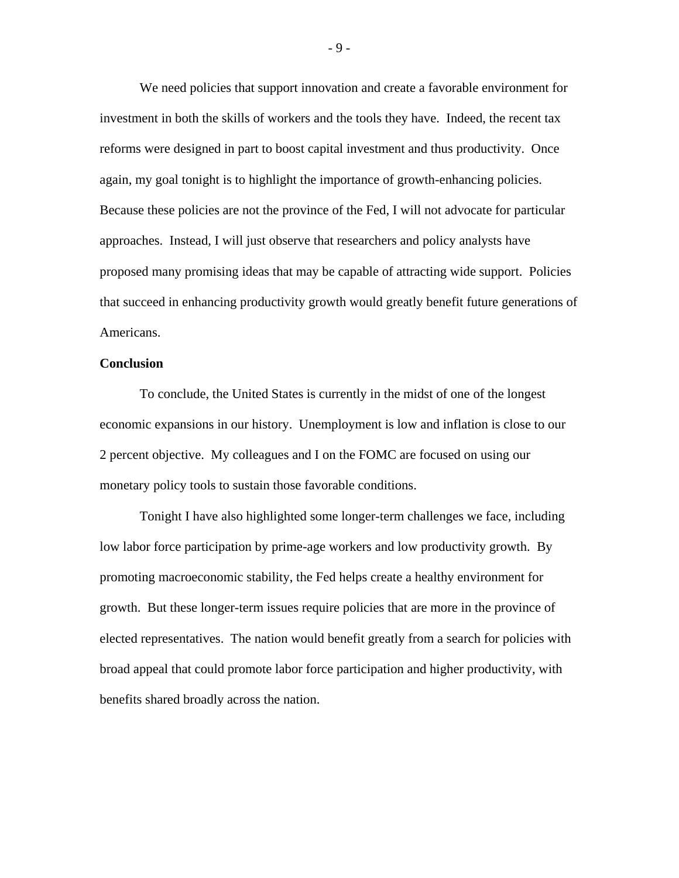We need policies that support innovation and create a favorable environment for investment in both the skills of workers and the tools they have. Indeed, the recent tax reforms were designed in part to boost capital investment and thus productivity. Once again, my goal tonight is to highlight the importance of growth-enhancing policies. Because these policies are not the province of the Fed, I will not advocate for particular approaches. Instead, I will just observe that researchers and policy analysts have proposed many promising ideas that may be capable of attracting wide support. Policies that succeed in enhancing productivity growth would greatly benefit future generations of Americans.

**Conclusion**

To conclude, the United States is currently in the midst of one of the longest economic expansions in our history. Unemployment is low and inflation is close to our 2 percent objective. My colleagues and I on the FOMC are focused on using our monetary policy tools to sustain those favorable conditions.

Tonight I have also highlighted some longer-term challenges we face, including low labor force participation by prime-age workers and low productivity growth. By promoting macroeconomic stability, the Fed helps create a healthy environment for growth. But these longer-term issues require policies that are more in the province of elected representatives. The nation would benefit greatly from a search for policies with broad appeal that could promote labor force participation and higher productivity, with benefits shared broadly across the nation.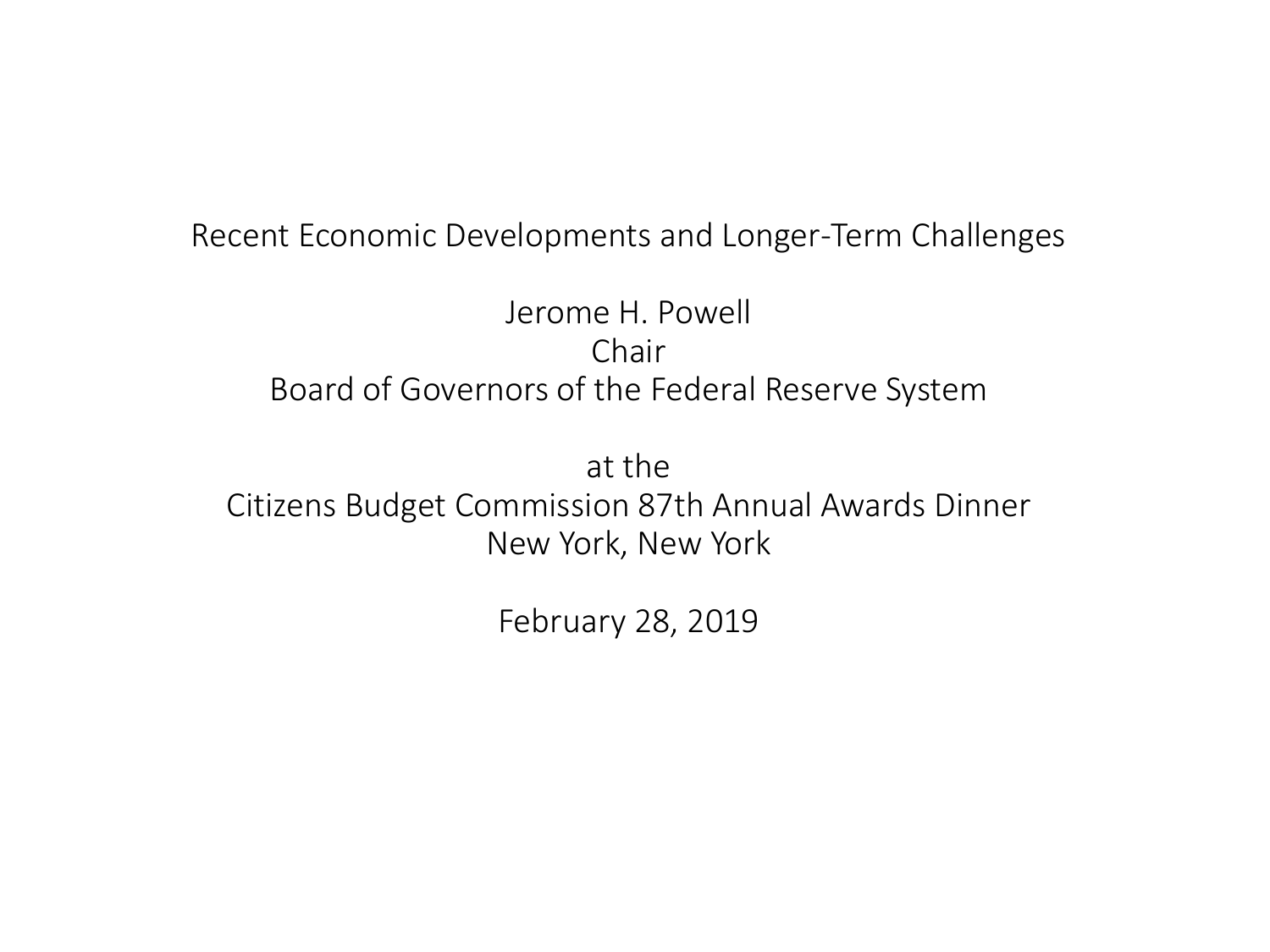Recent Economic Developments and Longer-Term Challenges

Jerome H. Powell
Chair
Board of Governors of the Federal Reserve System

at the
Citizens Budget Commission 87th Annual Awards Dinner
New York, New York

February 28, 2019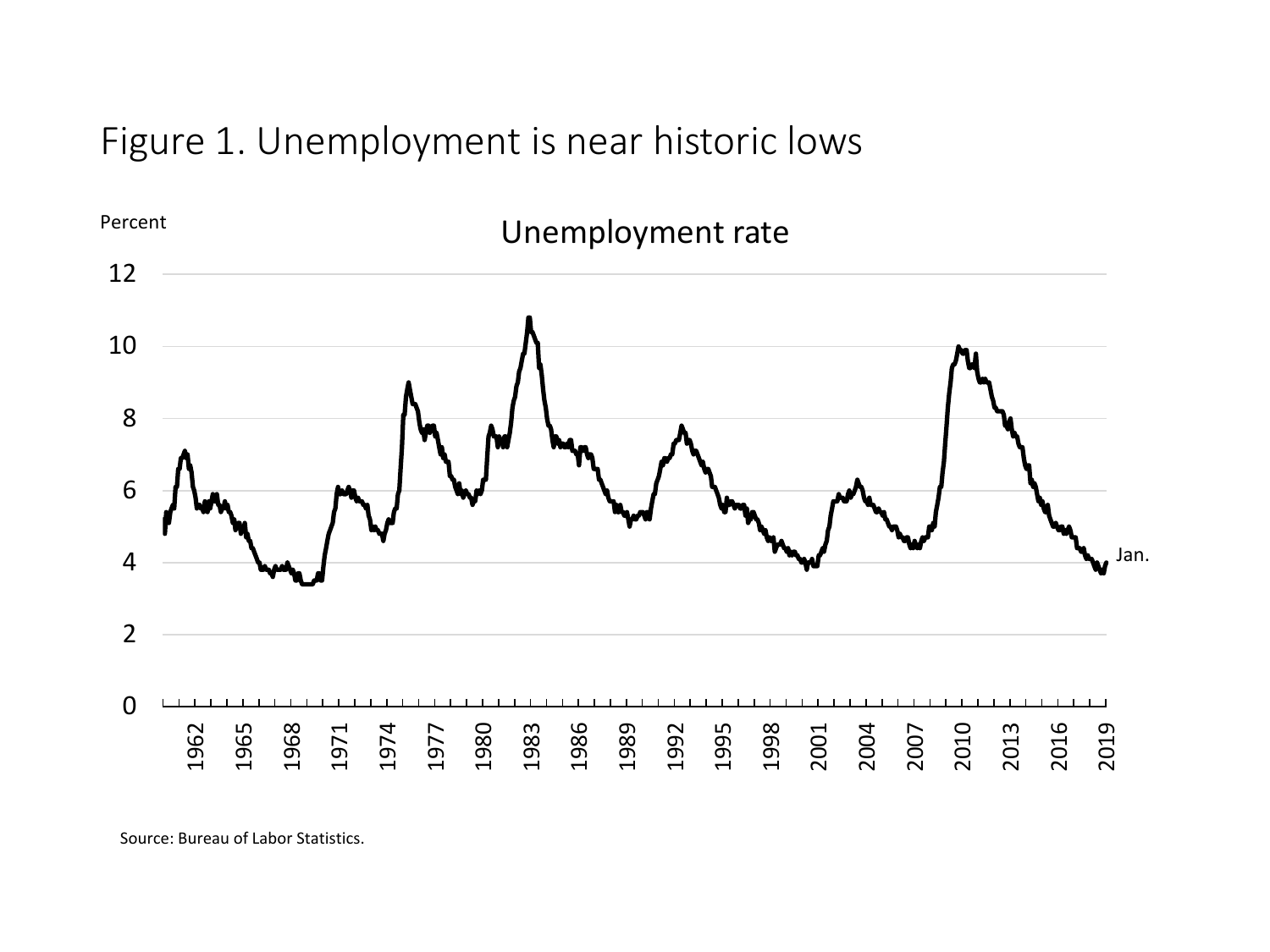# Figure 1. Unemployment is near historic lows

Source: Bureau of Labor Statistics.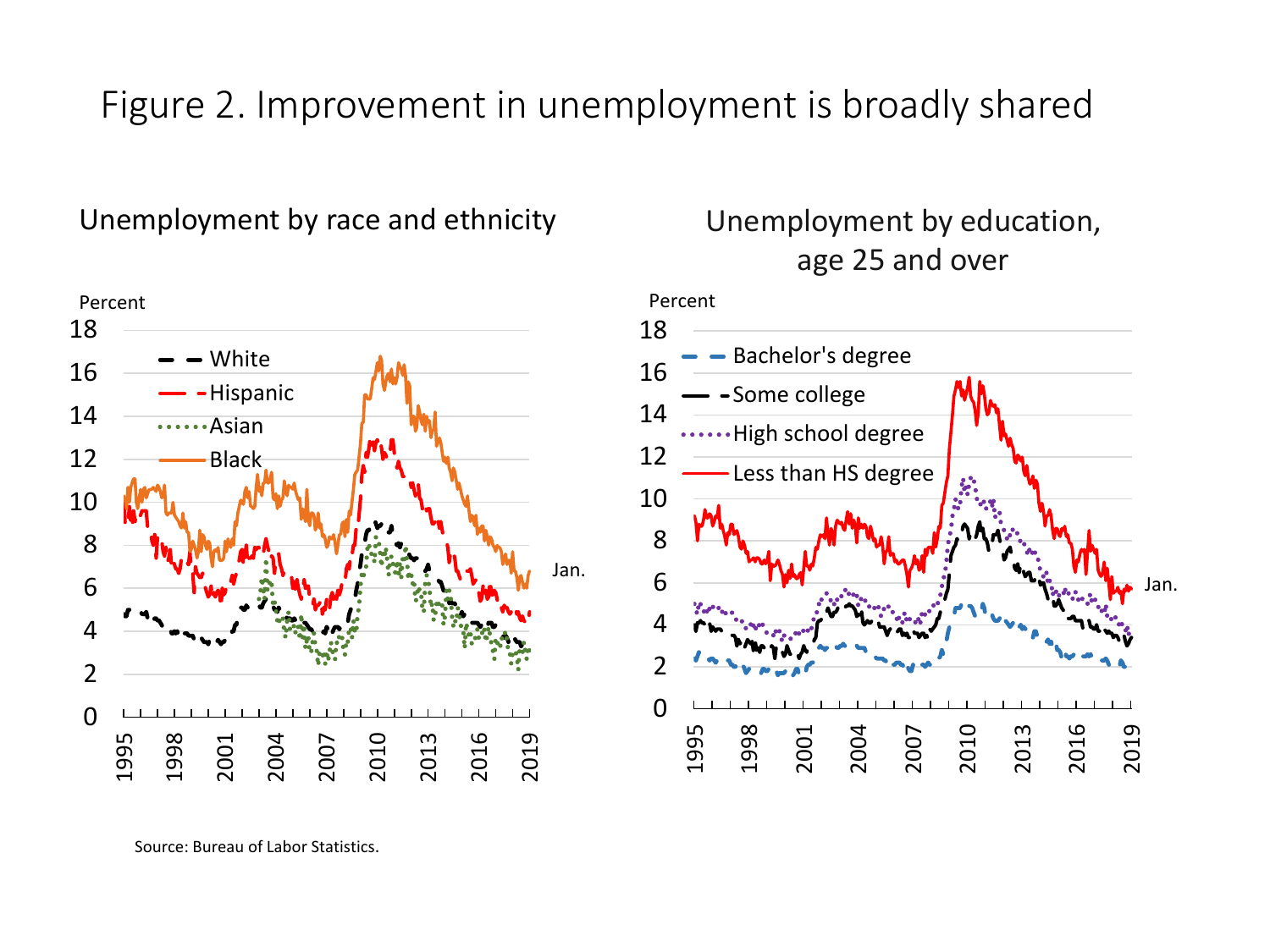# Figure 2. Improvement in unemployment is broadly shared

Unemployment by race and ethnicity

Unemployment by education, age 25 and over

Source: Bureau of Labor Statistics.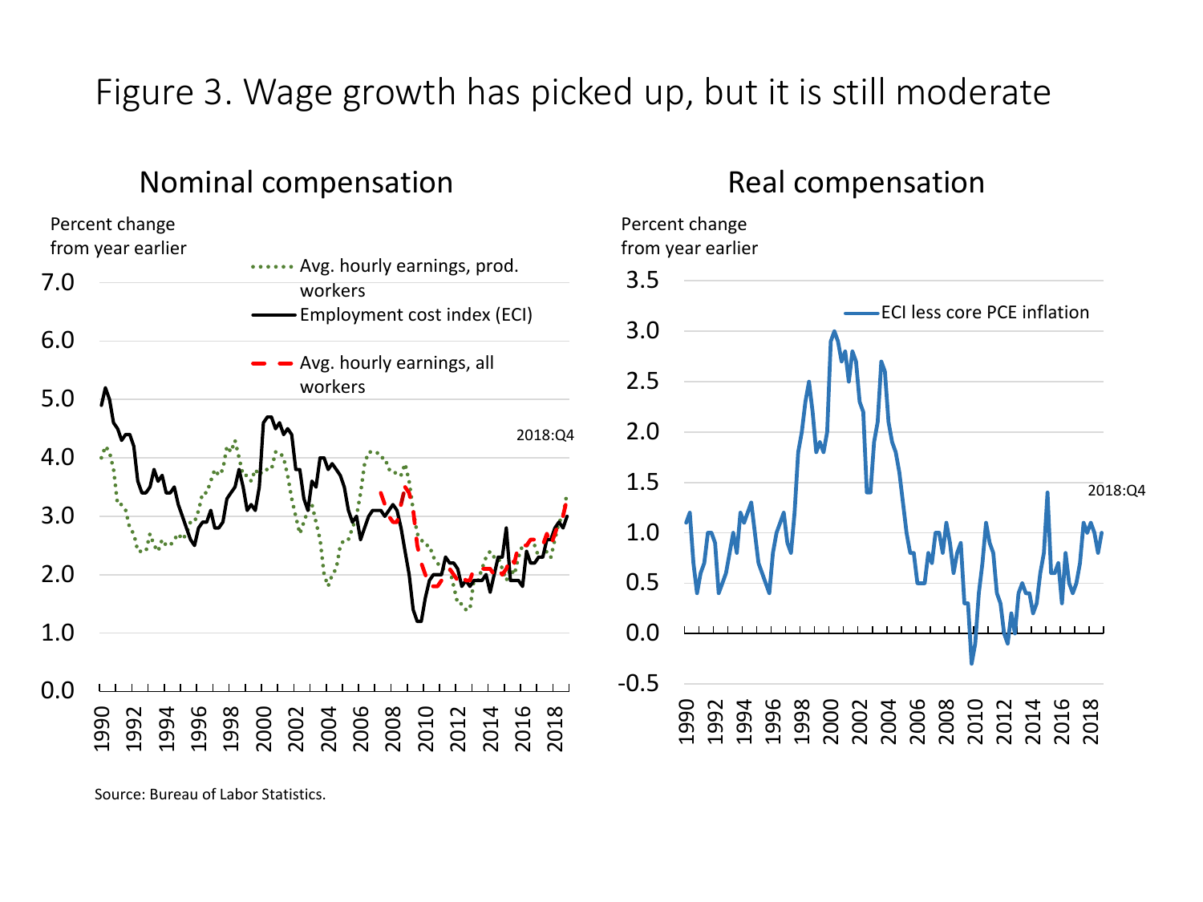# Figure 3. Wage growth has picked up, but it is still moderate

## Nominal compensation

Percent change from year earlier

- Avg. hourly earnings, prod. workers
- Employment cost index (ECI)
- Avg. hourly earnings, all workers

2018:Q4

## Real compensation

Percent change from year earlier

- ECI less core PCE inflation

2018:Q4

Source: Bureau of Labor Statistics.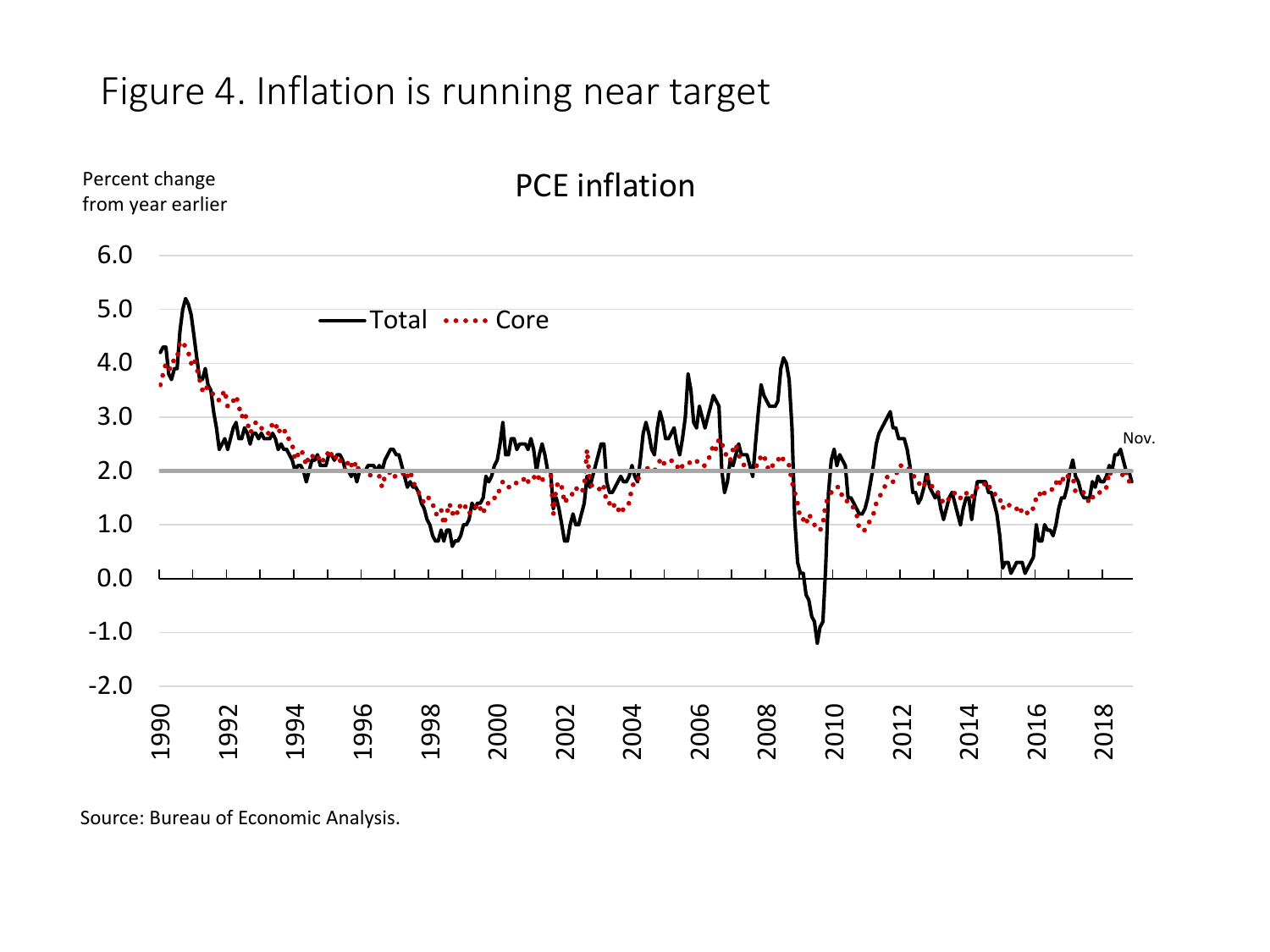# Figure 4. Inflation is running near target

Source: Bureau of Economic Analysis.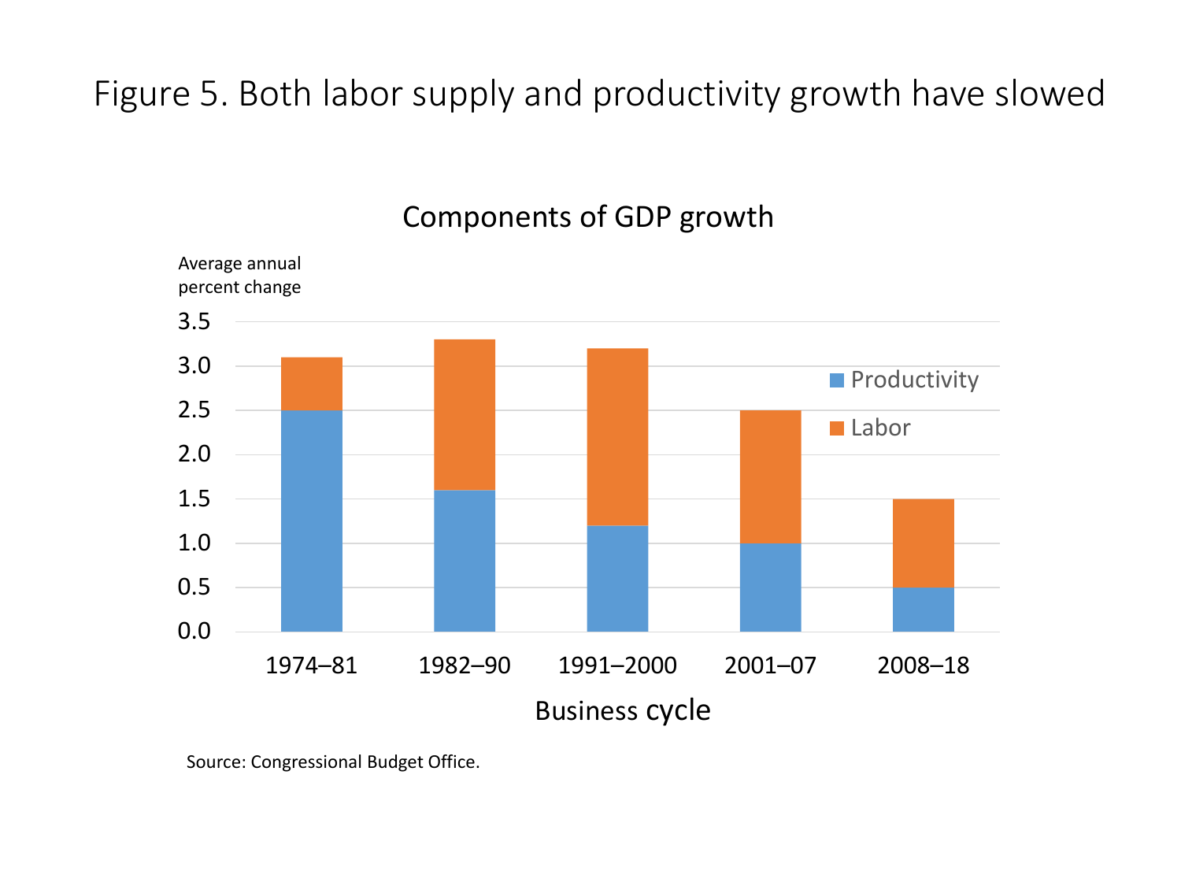# Figure 5. Both labor supply and productivity growth have slowed

## Components of GDP growth

Average annual percent change

| Business cycle | Productivity | Labor |
|---|---|---|
| 1974–81 | 2.5 | 0.6 |
| 1982–90 | 1.6 | 1.7 |
| 1991–2000 | 1.2 | 2.0 |
| 2001–07 | 1.0 | 1.5 |
| 2008–18 | 0.5 | 1.0 |

Source: Congressional Budget Office.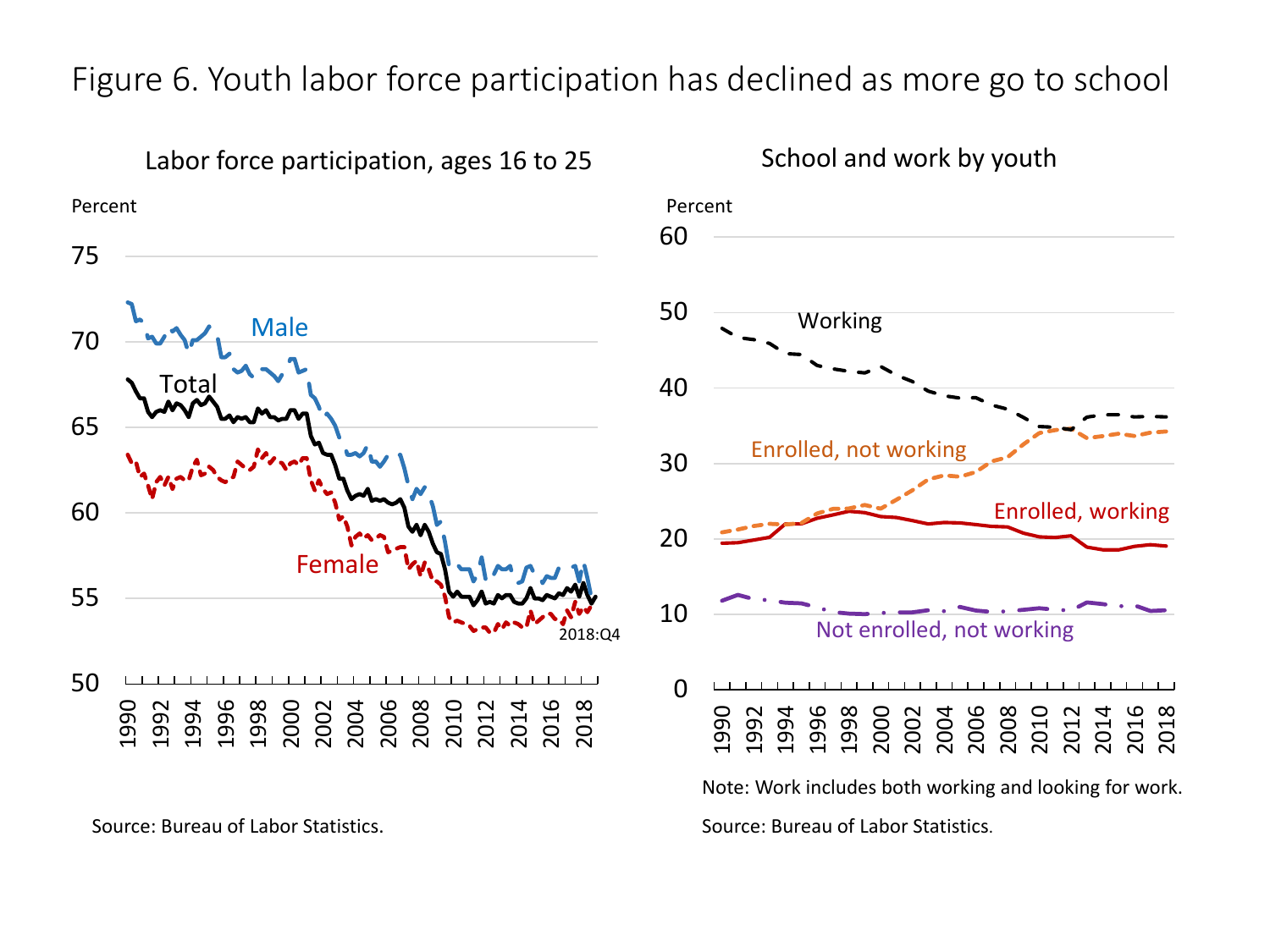Figure 6. Youth labor force participation has declined as more go to school

Labor force participation, ages 16 to 25

Percent

Male

Total

Female

2018:Q4

Source: Bureau of Labor Statistics.

School and work by youth

Percent

Working

Enrolled, not working

Enrolled, working

Not enrolled, not working

Note: Work includes both working and looking for work.

Source: Bureau of Labor Statistics.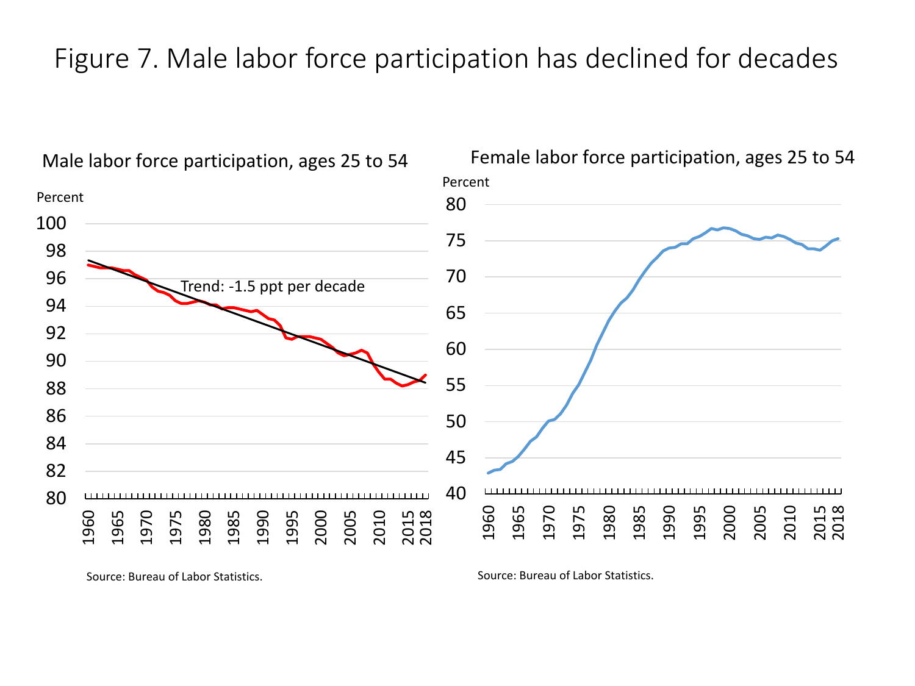# Figure 7. Male labor force participation has declined for decades

Male labor force participation, ages 25 to 54

Percent

Trend: -1.5 ppt per decade

Source: Bureau of Labor Statistics.

Female labor force participation, ages 25 to 54

Percent

Source: Bureau of Labor Statistics.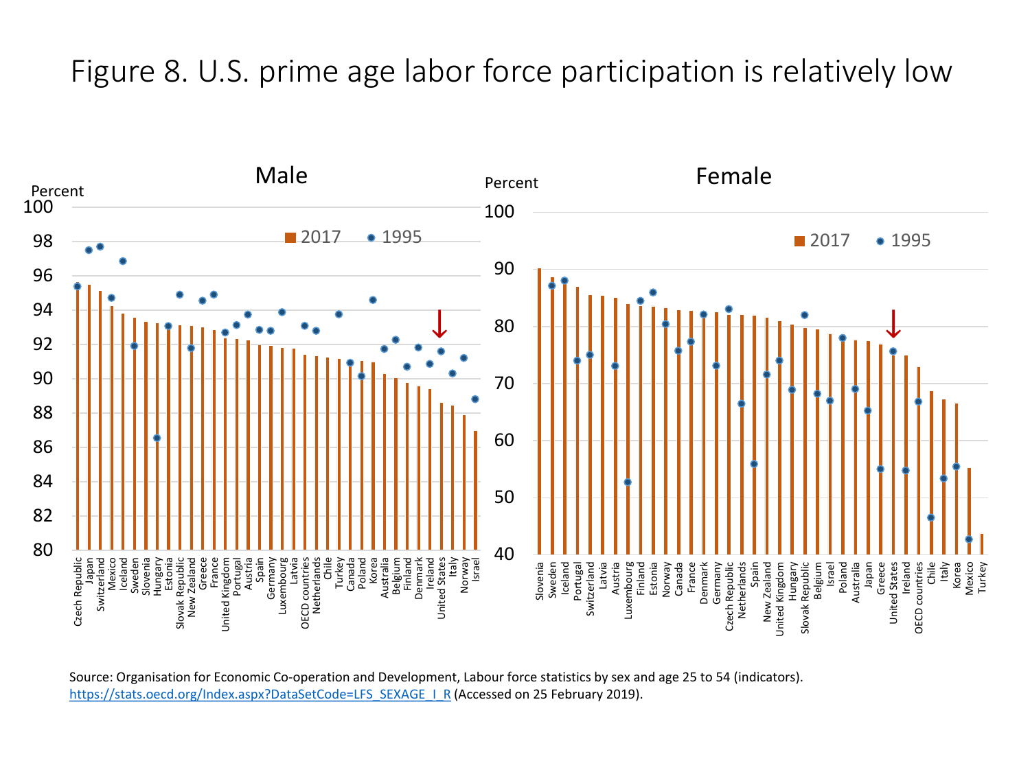# Figure 8. U.S. prime age labor force participation is relatively low

Source: Organisation for Economic Co-operation and Development, Labour force statistics by sex and age 25 to 54 (indicators). https://stats.oecd.org/Index.aspx?DataSetCode=LFS_SEXAGE_I_R (Accessed on 25 February 2019).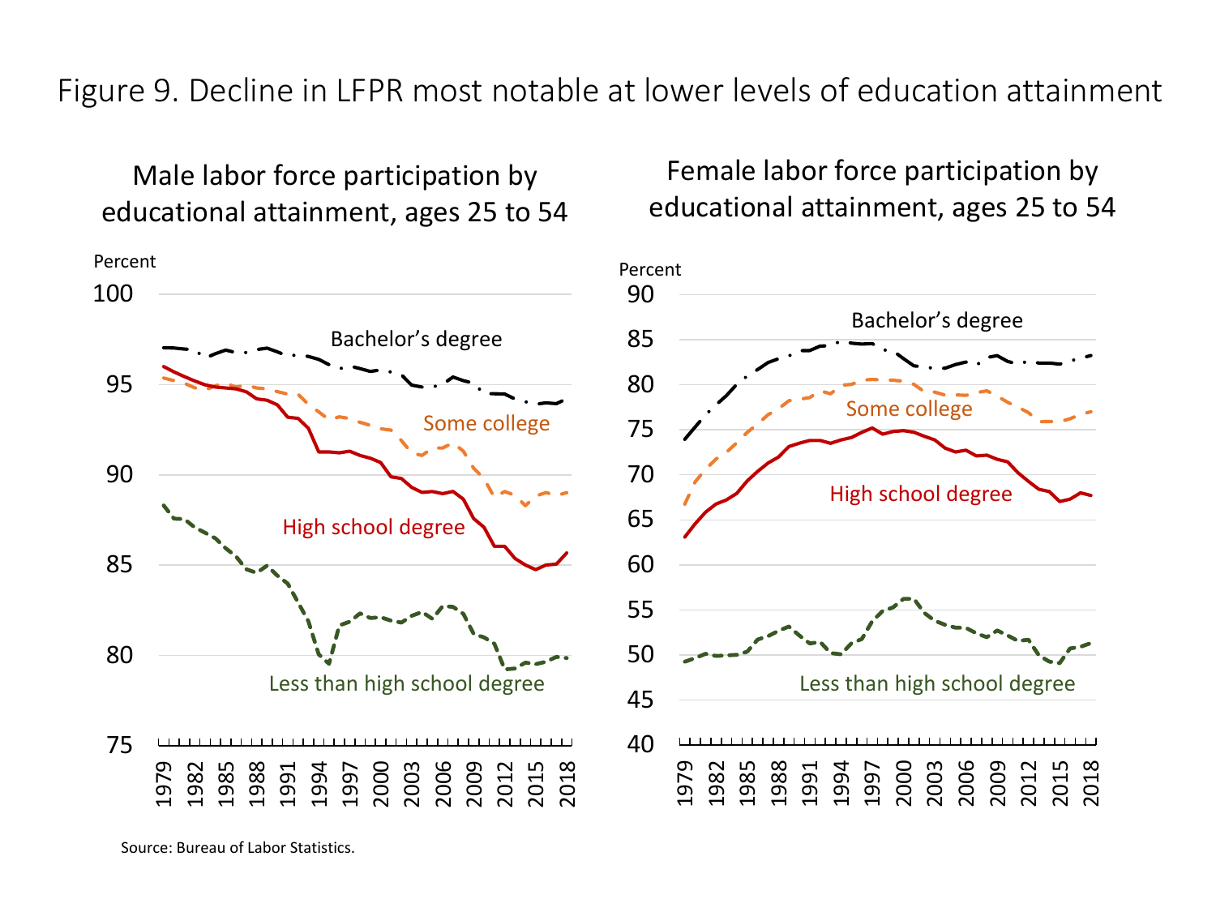# Figure 9. Decline in LFPR most notable at lower levels of education attainment

Male labor force participation by educational attainment, ages 25 to 54

Percent

100

95

90

85

80

75

1979 1982 1985 1988 1991 1994 1997 2000 2003 2006 2009 2012 2015 2018

Bachelor's degree

Some college

High school degree

Less than high school degree

Female labor force participation by educational attainment, ages 25 to 54

Percent

90

85

80

75

70

65

60

55

50

45

40

1979 1982 1985 1988 1991 1994 1997 2000 2003 2006 2009 2012 2015 2018

Bachelor's degree

Some college

High school degree

Less than high school degree

Source: Bureau of Labor Statistics.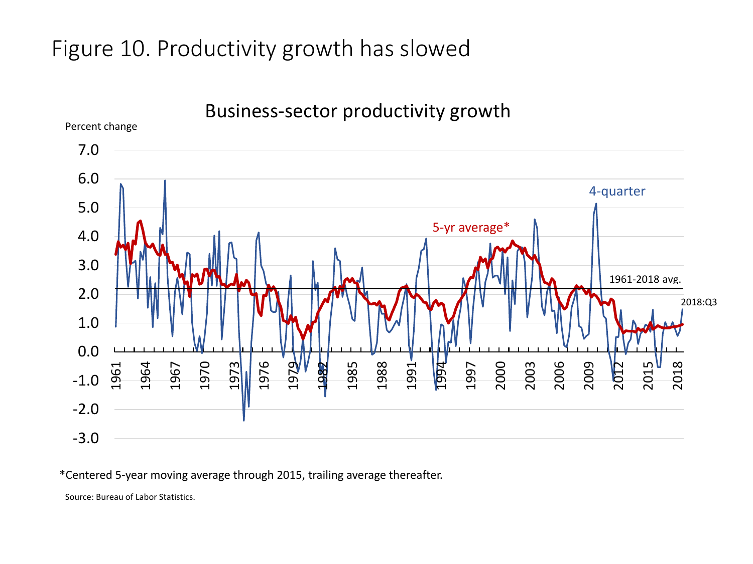# Figure 10. Productivity growth has slowed

Business-sector productivity growth

Percent change

7.0
6.0
5.0
4.0
3.0
2.0
1.0
0.0
-1.0
-2.0
-3.0

1961 1964 1967 1970 1973 1976 1979 1982 1985 1988 1991 1994 1997 2000 2003 2006 2009 2012 2015 2018

4-quarter

5-yr average*

1961-2018 avg.

2018:Q3

*Centered 5-year moving average through 2015, trailing average thereafter.

Source: Bureau of Labor Statistics.